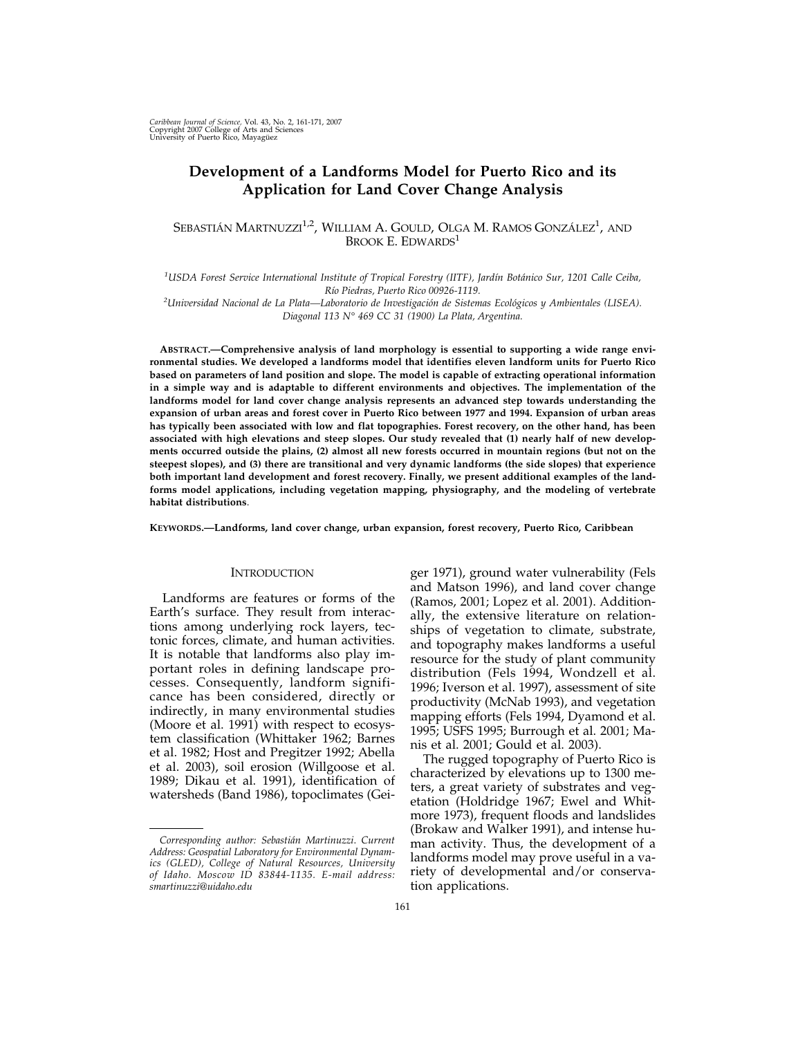# Development of a Landforms Model for Puerto Rico and its Application for Land Cover Change Analysis

Sebastián Martinuzzi[1,2], William A. Gould, Olga M. Ramos González[1], and Brook E. Edwards[1]

[1]USDA Forest Service International Institute of Tropical Forestry (IITF), Jardín Botánico Sur, 1201 Calle Ceiba, Río Piedras, Puerto Rico 00926-1119.

[2]Universidad Nacional de La Plata—Laboratorio de Investigación de Sistemas Ecológicos y Ambientales (LISEA). Diagonal 113 N° 469 CC 31 (1900) La Plata, Argentina.

**Abstract.—Comprehensive analysis of land morphology is essential to supporting a wide range environmental studies. We developed a landforms model that identifies eleven landform units for Puerto Rico based on parameters of land position and slope. The model is capable of extracting operational information in a simple way and is adaptable to different environments and objectives. The implementation of the landforms model for land cover change analysis represents an advanced step towards understanding the expansion of urban areas and forest cover in Puerto Rico between 1977 and 1994. Expansion of urban areas has typically been associated with low and flat topographies. Forest recovery, on the other hand, has been associated with high elevations and steep slopes. Our study revealed that (1) nearly half of new developments occurred outside the plains, (2) almost all new forests occurred in mountain regions (but not on the steepest slopes), and (3) there are transitional and very dynamic landforms (the side slopes) that experience both important land development and forest recovery. Finally, we present additional examples of the landforms model applications, including vegetation mapping, physiography, and the modeling of vertebrate habitat distributions.**

**Keywords.—Landforms, land cover change, urban expansion, forest recovery, Puerto Rico, Caribbean**

## Introduction

Landforms are features or forms of the Earth's surface. They result from interactions among underlying rock layers, tectonic forces, climate, and human activities. It is notable that landforms also play important roles in defining landscape processes. Consequently, landform significance has been considered, directly or indirectly, in many environmental studies (Moore et al. 1991) with respect to ecosystem classification (Whittaker 1962; Barnes et al. 1982; Host and Pregitzer 1992; Abella et al. 2003), soil erosion (Willgoose et al. 1989; Dikau et al. 1991), identification of watersheds (Band 1986), topoclimates (Geiger 1971), ground water vulnerability (Fels and Matson 1996), and land cover change (Ramos, 2001; Lopez et al. 2001). Additionally, the extensive literature on relationships of vegetation to climate, substrate, and topography makes landforms a useful resource for the study of plant community distribution (Fels 1994, Wondzell et al. 1996; Iverson et al. 1997), assessment of site productivity (McNab 1993), and vegetation mapping efforts (Fels 1994, Dyamond et al. 1995; USFS 1995; Burrough et al. 2001; Manis et al. 2001; Gould et al. 2003).

The rugged topography of Puerto Rico is characterized by elevations up to 1300 meters, a great variety of substrates and vegetation (Holdridge 1967; Ewel and Whitmore 1973), frequent floods and landslides (Brokaw and Walker 1991), and intense human activity. Thus, the development of a landforms model may prove useful in a variety of developmental and/or conservation applications.

*Corresponding author: Sebastián Martinuzzi. Current Address: Geospatial Laboratory for Environmental Dynamics (GLED), College of Natural Resources, University of Idaho. Moscow ID 83844-1135. E-mail address: smartinuzzi@uidaho.edu*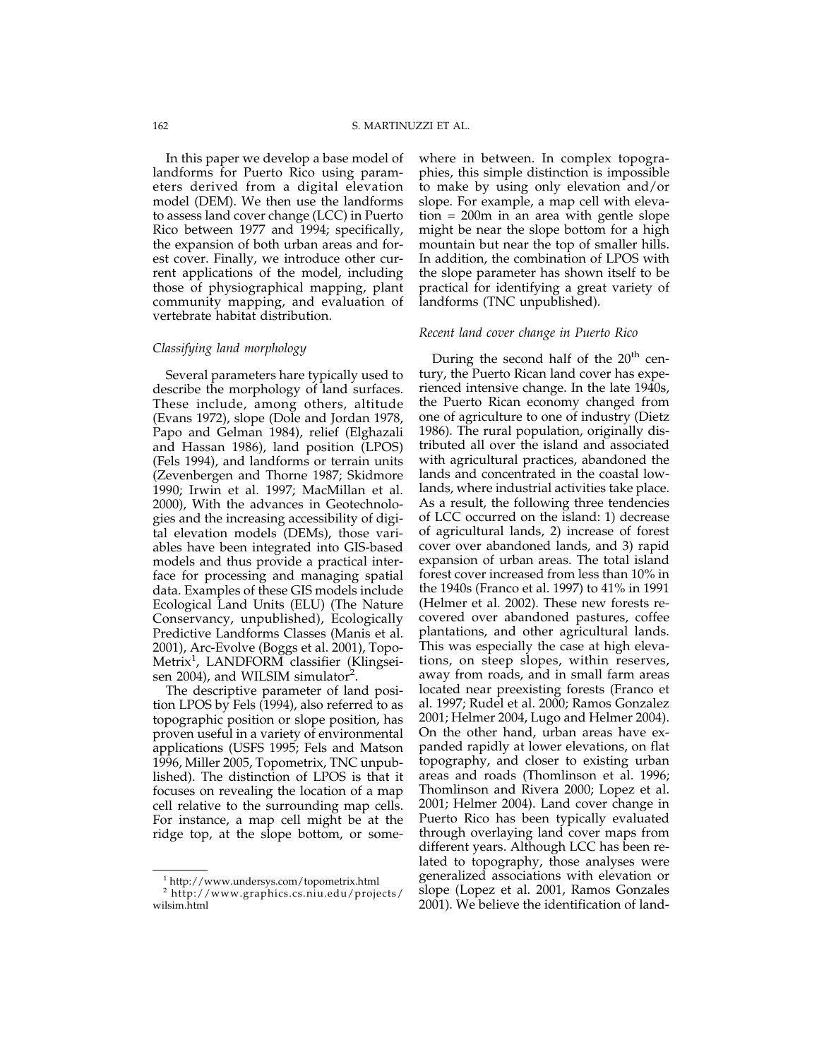In this paper we develop a base model of landforms for Puerto Rico using parameters derived from a digital elevation model (DEM). We then use the landforms to assess land cover change (LCC) in Puerto Rico between 1977 and 1994; specifically, the expansion of both urban areas and forest cover. Finally, we introduce other current applications of the model, including those of physiographical mapping, plant community mapping, and evaluation of vertebrate habitat distribution.

### *Classifying land morphology*

Several parameters hare typically used to describe the morphology of land surfaces. These include, among others, altitude (Evans 1972), slope (Dole and Jordan 1978, Papo and Gelman 1984), relief (Elghazali and Hassan 1986), land position (LPOS) (Fels 1994), and landforms or terrain units (Zevenbergen and Thorne 1987; Skidmore 1990; Irwin et al. 1997; MacMillan et al. 2000), With the advances in Geotechnologies and the increasing accessibility of digital elevation models (DEMs), those variables have been integrated into GIS-based models and thus provide a practical interface for processing and managing spatial data. Examples of these GIS models include Ecological Land Units (ELU) (The Nature Conservancy, unpublished), Ecologically Predictive Landforms Classes (Manis et al. 2001), Arc-Evolve (Boggs et al. 2001), TopoMetrix[1], LANDFORM classifier (Klingseisen 2004), and WILSIM simulator[2].

The descriptive parameter of land position LPOS by Fels (1994), also referred to as topographic position or slope position, has proven useful in a variety of environmental applications (USFS 1995; Fels and Matson 1996, Miller 2005, Topometrix, TNC unpublished). The distinction of LPOS is that it focuses on revealing the location of a map cell relative to the surrounding map cells. For instance, a map cell might be at the ridge top, at the slope bottom, or somewhere in between. In complex topographies, this simple distinction is impossible to make by using only elevation and/or slope. For example, a map cell with elevation = 200m in an area with gentle slope might be near the slope bottom for a high mountain but near the top of smaller hills. In addition, the combination of LPOS with the slope parameter has shown itself to be practical for identifying a great variety of landforms (TNC unpublished).

### *Recent land cover change in Puerto Rico*

During the second half of the 20th century, the Puerto Rican land cover has experienced intensive change. In the late 1940s, the Puerto Rican economy changed from one of agriculture to one of industry (Dietz 1986). The rural population, originally distributed all over the island and associated with agricultural practices, abandoned the lands and concentrated in the coastal lowlands, where industrial activities take place. As a result, the following three tendencies of LCC occurred on the island: 1) decrease of agricultural lands, 2) increase of forest cover over abandoned lands, and 3) rapid expansion of urban areas. The total island forest cover increased from less than 10% in the 1940s (Franco et al. 1997) to 41% in 1991 (Helmer et al. 2002). These new forests recovered over abandoned pastures, coffee plantations, and other agricultural lands. This was especially the case at high elevations, on steep slopes, within reserves, away from roads, and in small farm areas located near preexisting forests (Franco et al. 1997; Rudel et al. 2000; Ramos Gonzalez 2001; Helmer 2004, Lugo and Helmer 2004). On the other hand, urban areas have expanded rapidly at lower elevations, on flat topography, and closer to existing urban areas and roads (Thomlinson et al. 1996; Thomlinson and Rivera 2000; Lopez et al. 2001; Helmer 2004). Land cover change in Puerto Rico has been typically evaluated through overlaying land cover maps from different years. Although LCC has been related to topography, those analyses were generalized associations with elevation or slope (Lopez et al. 2001, Ramos Gonzales 2001). We believe the identification of land-

[1] http://www.undersys.com/topometrix.html

[2] http://www.graphics.cs.niu.edu/projects/wilsim.html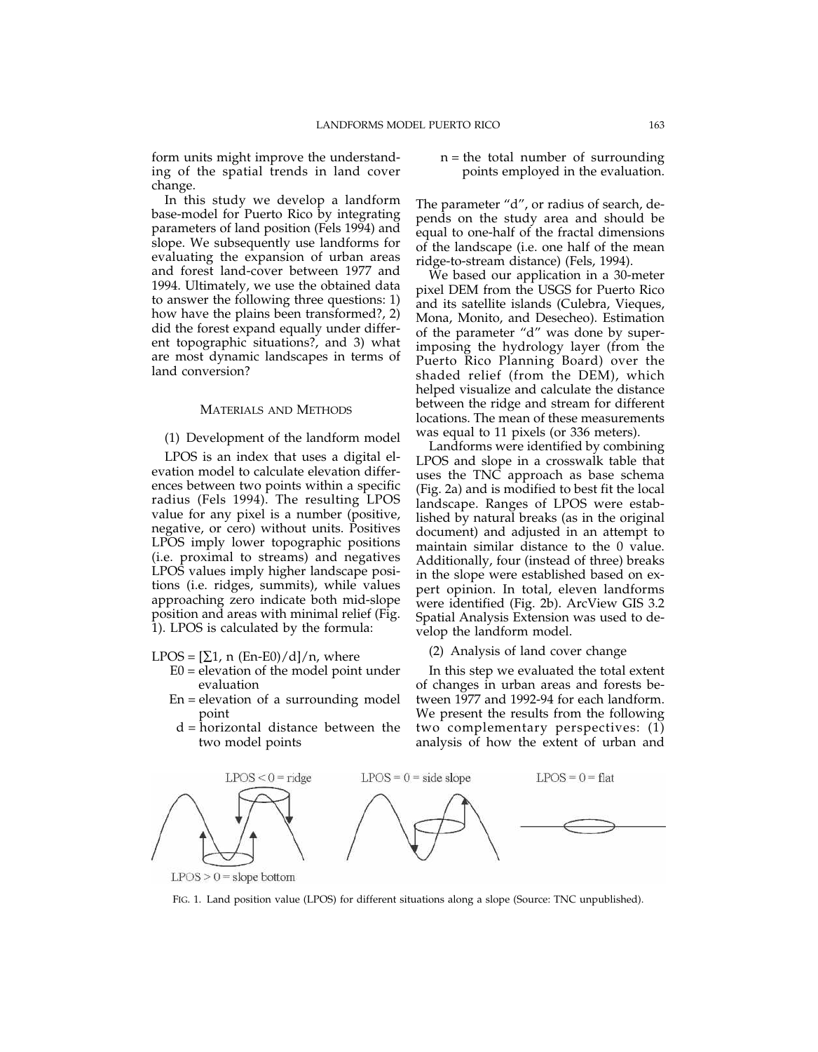form units might improve the understanding of the spatial trends in land cover change.

In this study we develop a landform base-model for Puerto Rico by integrating parameters of land position (Fels 1994) and slope. We subsequently use landforms for evaluating the expansion of urban areas and forest land-cover between 1977 and 1994. Ultimately, we use the obtained data to answer the following three questions: 1) how have the plains been transformed?, 2) did the forest expand equally under different topographic situations?, and 3) what are most dynamic landscapes in terms of land conversion?

## MATERIALS AND METHODS

### (1) Development of the landform model

LPOS is an index that uses a digital elevation model to calculate elevation differences between two points within a specific radius (Fels 1994). The resulting LPOS value for any pixel is a number (positive, negative, or cero) without units. Positives LPOS imply lower topographic positions (i.e. proximal to streams) and negatives LPOS values imply higher landscape positions (i.e. ridges, summits), while values approaching zero indicate both mid-slope position and areas with minimal relief (Fig. 1). LPOS is calculated by the formula:

$$LPOS = [\sum_{1,n} (E_n - E_0)/d]/n$$

where

- $E_0$ = elevation of the model point under evaluation
- $E_n$ = elevation of a surrounding model point
- $d$ = horizontal distance between the two model points
- $n$ = the total number of surrounding points employed in the evaluation.

The parameter "d", or radius of search, depends on the study area and should be equal to one-half of the fractal dimensions of the landscape (i.e. one half of the mean ridge-to-stream distance) (Fels, 1994).

We based our application in a 30-meter pixel DEM from the USGS for Puerto Rico and its satellite islands (Culebra, Vieques, Mona, Monito, and Desecheo). Estimation of the parameter "d" was done by superimposing the hydrology layer (from the Puerto Rico Planning Board) over the shaded relief (from the DEM), which helped visualize and calculate the distance between the ridge and stream for different locations. The mean of these measurements was equal to 11 pixels (or 336 meters).

Landforms were identified by combining LPOS and slope in a crosswalk table that uses the TNC approach as base schema (Fig. 2a) and is modified to best fit the local landscape. Ranges of LPOS were established by natural breaks (as in the original document) and adjusted in an attempt to maintain similar distance to the 0 value. Additionally, four (instead of three) breaks in the slope were established based on expert opinion. In total, eleven landforms were identified (Fig. 2b). ArcView GIS 3.2 Spatial Analysis Extension was used to develop the landform model.

### (2) Analysis of land cover change

In this step we evaluated the total extent of changes in urban areas and forests between 1977 and 1992-94 for each landform. We present the results from the following two complementary perspectives: (1) analysis of how the extent of urban and

LPOS < 0 = ridge    LPOS = 0 = side slope    LPOS = 0 = flat

LPOS > 0 = slope bottom

FIG. 1. Land position value (LPOS) for different situations along a slope (Source: TNC unpublished).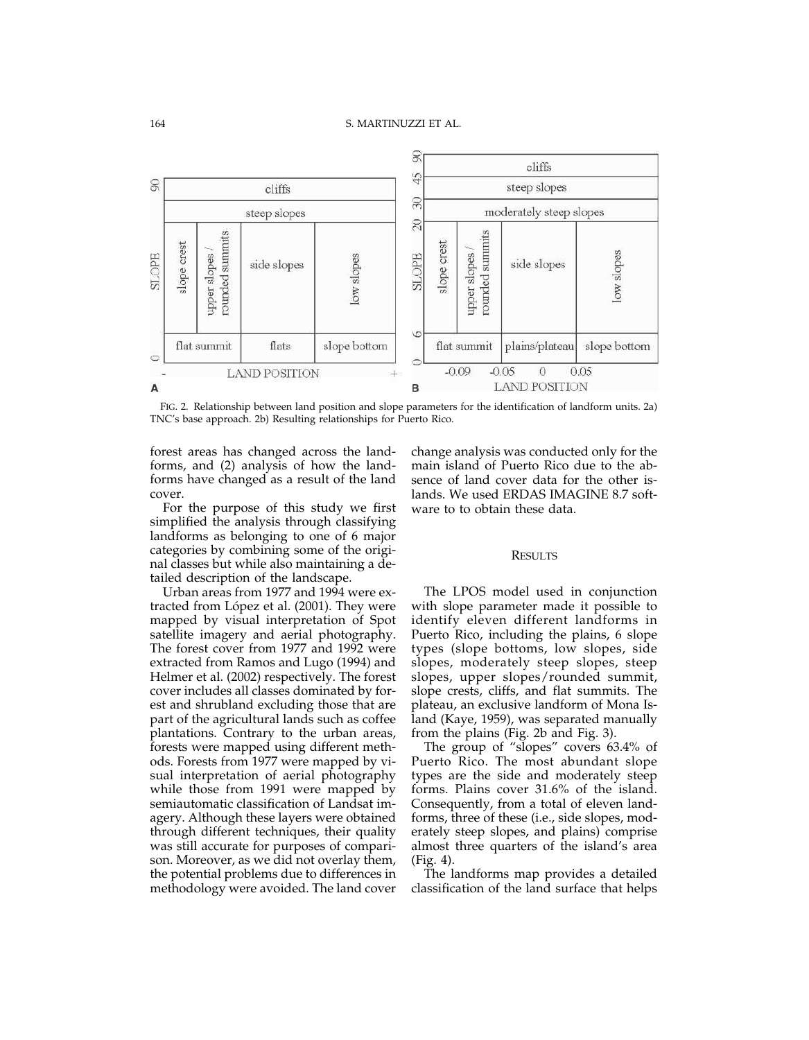FIG. 2. Relationship between land position and slope parameters for the identification of landform units. 2a) TNC's base approach. 2b) Resulting relationships for Puerto Rico.

forest areas has changed across the landforms, and (2) analysis of how the landforms have changed as a result of the land cover.

For the purpose of this study we first simplified the analysis through classifying landforms as belonging to one of 6 major categories by combining some of the original classes but while also maintaining a detailed description of the landscape.

Urban areas from 1977 and 1994 were extracted from López et al. (2001). They were mapped by visual interpretation of Spot satellite imagery and aerial photography. The forest cover from 1977 and 1992 were extracted from Ramos and Lugo (1994) and Helmer et al. (2002) respectively. The forest cover includes all classes dominated by forest and shrubland excluding those that are part of the agricultural lands such as coffee plantations. Contrary to the urban areas, forests were mapped using different methods. Forests from 1977 were mapped by visual interpretation of aerial photography while those from 1991 were mapped by semiautomatic classification of Landsat imagery. Although these layers were obtained through different techniques, their quality was still accurate for purposes of comparison. Moreover, as we did not overlay them, the potential problems due to differences in methodology were avoided. The land cover change analysis was conducted only for the main island of Puerto Rico due to the absence of land cover data for the other islands. We used ERDAS IMAGINE 8.7 software to to obtain these data.

## RESULTS

The LPOS model used in conjunction with slope parameter made it possible to identify eleven different landforms in Puerto Rico, including the plains, 6 slope types (slope bottoms, low slopes, side slopes, moderately steep slopes, steep slopes, upper slopes/rounded summit, slope crests, cliffs, and flat summits. The plateau, an exclusive landform of Mona Island (Kaye, 1959), was separated manually from the plains (Fig. 2b and Fig. 3).

The group of "slopes" covers 63.4% of Puerto Rico. The most abundant slope types are the side and moderately steep forms. Plains cover 31.6% of the island. Consequently, from a total of eleven landforms, three of these (i.e., side slopes, moderately steep slopes, and plains) comprise almost three quarters of the island's area (Fig. 4).

The landforms map provides a detailed classification of the land surface that helps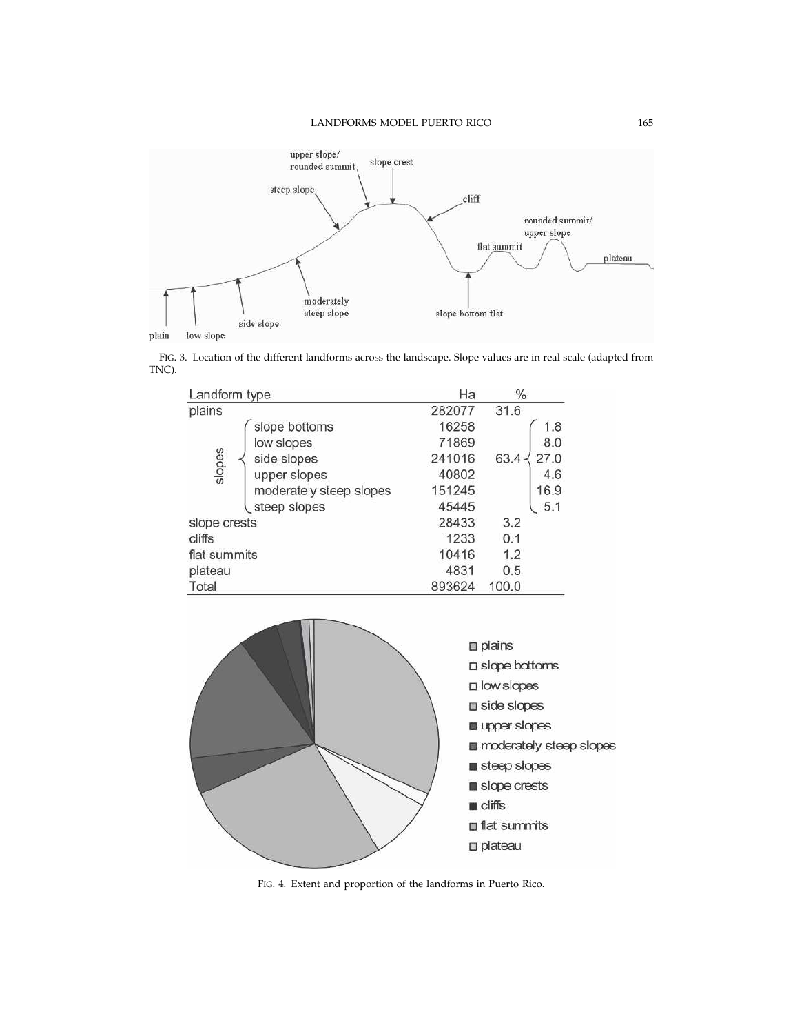FIG. 3. Location of the different landforms across the landscape. Slope values are in real scale (adapted from TNC).

| Landform type | | Ha | % | |
|---|---|---|---|---|
| plains | | 282077 | 31.6 | |
| slopes | slope bottoms | 16258 | 63.4 | 1.8 |
| | low slopes | 71869 | | 8.0 |
| | side slopes | 241016 | | 27.0 |
| | upper slopes | 40802 | | 4.6 |
| | moderately steep slopes | 151245 | | 16.9 |
| | steep slopes | 45445 | | 5.1 |
| slope crests | | 28433 | 3.2 | |
| cliffs | | 1233 | 0.1 | |
| flat summits | | 10416 | 1.2 | |
| plateau | | 4831 | 0.5 | |
| Total | | 893624 | 100.0 | |

FIG. 4. Extent and proportion of the landforms in Puerto Rico.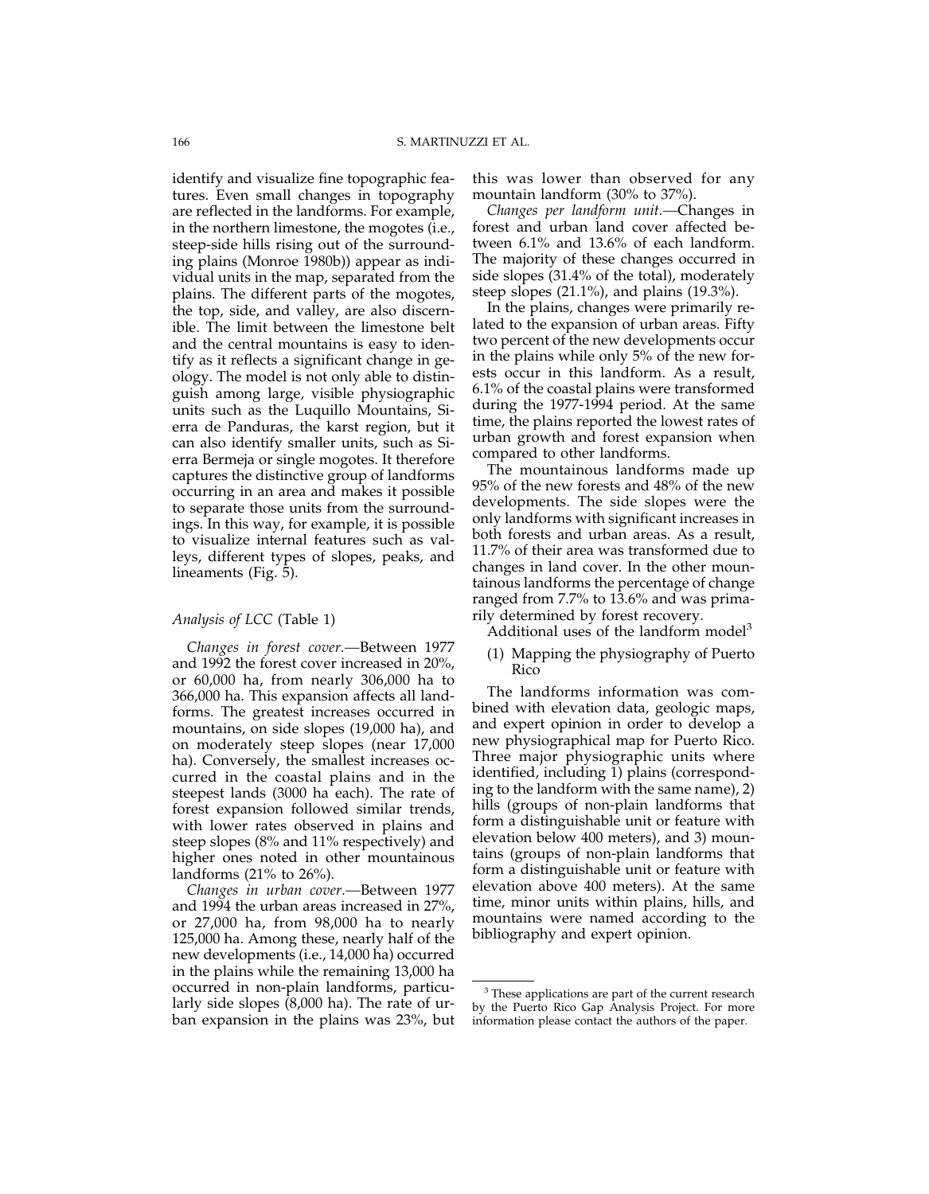identify and visualize fine topographic features. Even small changes in topography are reflected in the landforms. For example, in the northern limestone, the mogotes (i.e., steep-side hills rising out of the surrounding plains (Monroe 1980b)) appear as individual units in the map, separated from the plains. The different parts of the mogotes, the top, side, and valley, are also discernible. The limit between the limestone belt and the central mountains is easy to identify as it reflects a significant change in geology. The model is not only able to distinguish among large, visible physiographic units such as the Luquillo Mountains, Sierra de Panduras, the karst region, but it can also identify smaller units, such as Sierra Bermeja or single mogotes. It therefore captures the distinctive group of landforms occurring in an area and makes it possible to separate those units from the surroundings. In this way, for example, it is possible to visualize internal features such as valleys, different types of slopes, peaks, and lineaments (Fig. 5).

### *Analysis of LCC* (Table 1)

*Changes in forest cover.*—Between 1977 and 1992 the forest cover increased in 20%, or 60,000 ha, from nearly 306,000 ha to 366,000 ha. This expansion affects all landforms. The greatest increases occurred in mountains, on side slopes (19,000 ha), and on moderately steep slopes (near 17,000 ha). Conversely, the smallest increases occurred in the coastal plains and in the steepest lands (3000 ha each). The rate of forest expansion followed similar trends, with lower rates observed in plains and steep slopes (8% and 11% respectively) and higher ones noted in other mountainous landforms (21% to 26%).

*Changes in urban cover.*—Between 1977 and 1994 the urban areas increased in 27%, or 27,000 ha, from 98,000 ha to nearly 125,000 ha. Among these, nearly half of the new developments (i.e., 14,000 ha) occurred in the plains while the remaining 13,000 ha occurred in non-plain landforms, particularly side slopes (8,000 ha). The rate of urban expansion in the plains was 23%, but this was lower than observed for any mountain landform (30% to 37%).

*Changes per landform unit.*—Changes in forest and urban land cover affected between 6.1% and 13.6% of each landform. The majority of these changes occurred in side slopes (31.4% of the total), moderately steep slopes (21.1%), and plains (19.3%).

In the plains, changes were primarily related to the expansion of urban areas. Fifty two percent of the new developments occur in the plains while only 5% of the new forests occur in this landform. As a result, 6.1% of the coastal plains were transformed during the 1977-1994 period. At the same time, the plains reported the lowest rates of urban growth and forest expansion when compared to other landforms.

The mountainous landforms made up 95% of the new forests and 48% of the new developments. The side slopes were the only landforms with significant increases in both forests and urban areas. As a result, 11.7% of their area was transformed due to changes in land cover. In the other mountainous landforms the percentage of change ranged from 7.7% to 13.6% and was primarily determined by forest recovery.

Additional uses of the landform model[3]

(1) Mapping the physiography of Puerto Rico

The landforms information was combined with elevation data, geologic maps, and expert opinion in order to develop a new physiographical map for Puerto Rico. Three major physiographic units where identified, including 1) plains (corresponding to the landform with the same name), 2) hills (groups of non-plain landforms that form a distinguishable unit or feature with elevation below 400 meters), and 3) mountains (groups of non-plain landforms that form a distinguishable unit or feature with elevation above 400 meters). At the same time, minor units within plains, hills, and mountains were named according to the bibliography and expert opinion.

[3] These applications are part of the current research by the Puerto Rico Gap Analysis Project. For more information please contact the authors of the paper.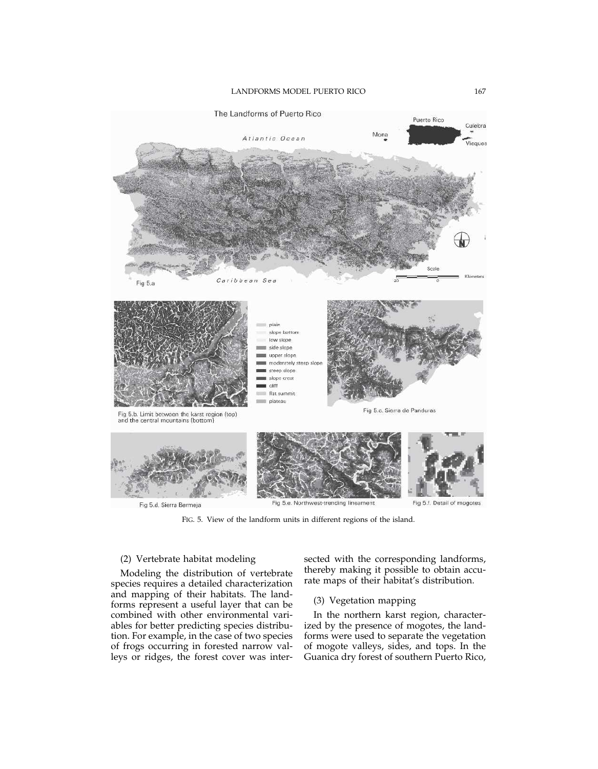FIG. 5. View of the landform units in different regions of the island.

(2) Vertebrate habitat modeling

Modeling the distribution of vertebrate species requires a detailed characterization and mapping of their habitats. The landforms represent a useful layer that can be combined with other environmental variables for better predicting species distribution. For example, in the case of two species of frogs occurring in forested narrow valleys or ridges, the forest cover was intersected with the corresponding landforms, thereby making it possible to obtain accurate maps of their habitat's distribution.

(3) Vegetation mapping

In the northern karst region, characterized by the presence of mogotes, the landforms were used to separate the vegetation of mogote valleys, sides, and tops. In the Guanica dry forest of southern Puerto Rico,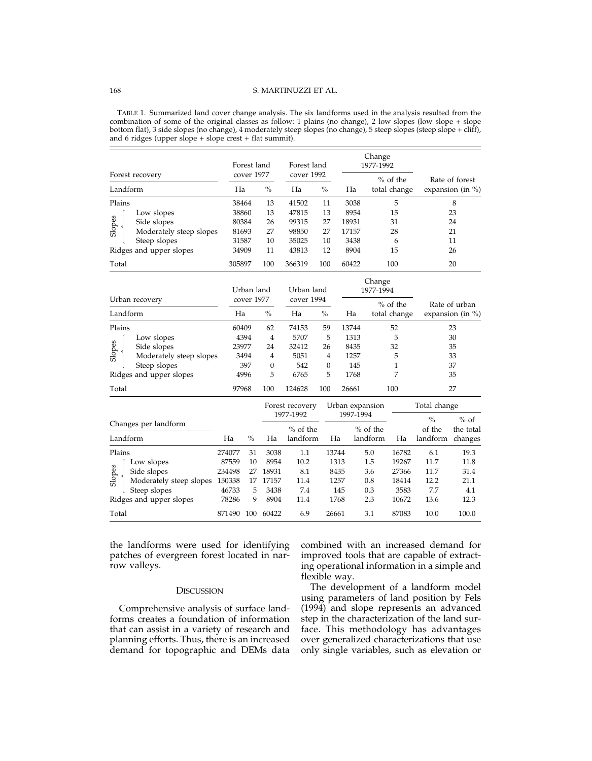TABLE 1. Summarized land cover change analysis. The six landforms used in the analysis resulted from the combination of some of the original classes as follow: 1 plains (no change), 2 low slopes (low slope + slope bottom flat), 3 side slopes (no change), 4 moderately steep slopes (no change), 5 steep slopes (steep slope + cliff), and 6 ridges (upper slope + slope crest + flat summit).

| Forest recovery | | Forest land cover 1977 | | Forest land cover 1992 | | Change 1977-1992 | | Rate of forest expansion (in %) |
|---|---|---|---|---|---|---|---|---|
| Landform | | Ha | % | Ha | % | Ha | % of the total change | |
| Plains | | 38464 | 13 | 41502 | 11 | 3038 | 5 | 8 |
| Slopes | Low slopes | 38860 | 13 | 47815 | 13 | 8954 | 15 | 23 |
| | Side slopes | 80384 | 26 | 99315 | 27 | 18931 | 31 | 24 |
| | Moderately steep slopes | 81693 | 27 | 98850 | 27 | 17157 | 28 | 21 |
| | Steep slopes | 31587 | 10 | 35025 | 10 | 3438 | 6 | 11 |
| Ridges and upper slopes | | 34909 | 11 | 43813 | 12 | 8904 | 15 | 26 |
| Total | | 305897 | 100 | 366319 | 100 | 60422 | 100 | 20 |

| Urban recovery | | Urban land cover 1977 | | Urban land cover 1994 | | Change 1977-1994 | | Rate of urban expansion (in %) |
|---|---|---|---|---|---|---|---|---|
| Landform | | Ha | % | Ha | % | Ha | % of the total change | |
| Plains | | 60409 | 62 | 74153 | 59 | 13744 | 52 | 23 |
| Slopes | Low slopes | 4394 | 4 | 5707 | 5 | 1313 | 5 | 30 |
| | Side slopes | 23977 | 24 | 32412 | 26 | 8435 | 32 | 35 |
| | Moderately steep slopes | 3494 | 4 | 5051 | 4 | 1257 | 5 | 33 |
| | Steep slopes | 397 | 0 | 542 | 0 | 145 | 1 | 37 |
| Ridges and upper slopes | | 4996 | 5 | 6765 | 5 | 1768 | 7 | 35 |
| Total | | 97968 | 100 | 124628 | 100 | 26661 | 100 | 27 |

| Changes per landform | | | | Forest recovery 1977-1992 | | Urban expansion 1997-1994 | | Total change | | |
|---|---|---|---|---|---|---|---|---|---|---|
| Landform | | Ha | % | Ha | % of the landform | Ha | % of the landform | Ha | % of the landform | % of the total changes |
| Plains | | 274077 | 31 | 3038 | 1.1 | 13744 | 5.0 | 16782 | 6.1 | 19.3 |
| Slopes | Low slopes | 87559 | 10 | 8954 | 10.2 | 1313 | 1.5 | 19267 | 11.7 | 11.8 |
| | Side slopes | 234498 | 27 | 18931 | 8.1 | 8435 | 3.6 | 27366 | 11.7 | 31.4 |
| | Moderately steep slopes | 150338 | 17 | 17157 | 11.4 | 1257 | 0.8 | 18414 | 12.2 | 21.1 |
| | Steep slopes | 46733 | 5 | 3438 | 7.4 | 145 | 0.3 | 3583 | 7.7 | 4.1 |
| Ridges and upper slopes | | 78286 | 9 | 8904 | 11.4 | 1768 | 2.3 | 10672 | 13.6 | 12.3 |
| Total | | 871490 | 100 | 60422 | 6.9 | 26661 | 3.1 | 87083 | 10.0 | 100.0 |

the landforms were used for identifying patches of evergreen forest located in narrow valleys.

## DISCUSSION

Comprehensive analysis of surface landforms creates a foundation of information that can assist in a variety of research and planning efforts. Thus, there is an increased demand for topographic and DEMs data combined with an increased demand for improved tools that are capable of extracting operational information in a simple and flexible way.

The development of a landform model using parameters of land position by Fels (1994) and slope represents an advanced step in the characterization of the land surface. This methodology has advantages over generalized characterizations that use only single variables, such as elevation or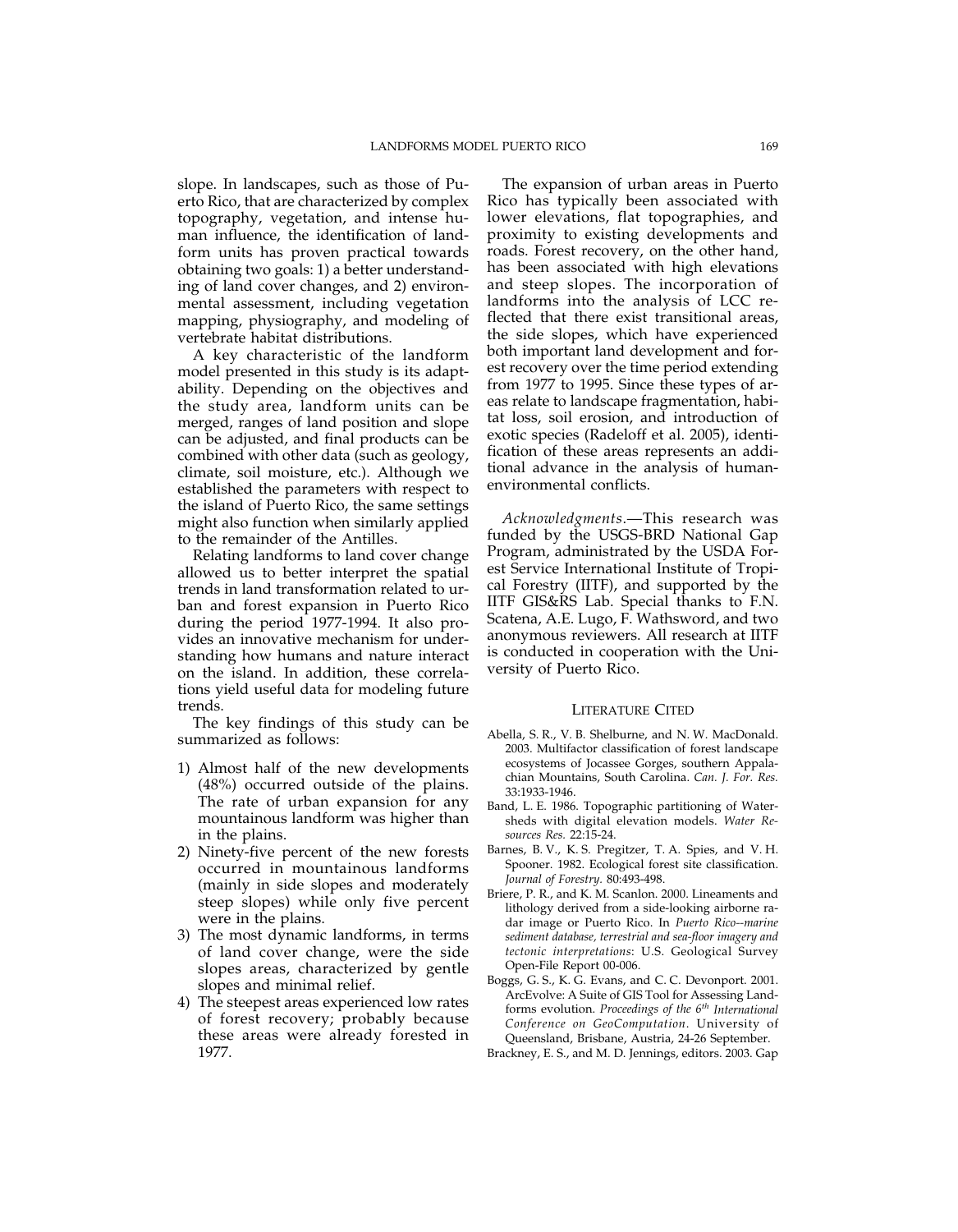slope. In landscapes, such as those of Puerto Rico, that are characterized by complex topography, vegetation, and intense human influence, the identification of landform units has proven practical towards obtaining two goals: 1) a better understanding of land cover changes, and 2) environmental assessment, including vegetation mapping, physiography, and modeling of vertebrate habitat distributions.

A key characteristic of the landform model presented in this study is its adaptability. Depending on the objectives and the study area, landform units can be merged, ranges of land position and slope can be adjusted, and final products can be combined with other data (such as geology, climate, soil moisture, etc.). Although we established the parameters with respect to the island of Puerto Rico, the same settings might also function when similarly applied to the remainder of the Antilles.

Relating landforms to land cover change allowed us to better interpret the spatial trends in land transformation related to urban and forest expansion in Puerto Rico during the period 1977-1994. It also provides an innovative mechanism for understanding how humans and nature interact on the island. In addition, these correlations yield useful data for modeling future trends.

The key findings of this study can be summarized as follows:

1) Almost half of the new developments (48%) occurred outside of the plains. The rate of urban expansion for any mountainous landform was higher than in the plains.
2) Ninety-five percent of the new forests occurred in mountainous landforms (mainly in side slopes and moderately steep slopes) while only five percent were in the plains.
3) The most dynamic landforms, in terms of land cover change, were the side slopes areas, characterized by gentle slopes and minimal relief.
4) The steepest areas experienced low rates of forest recovery; probably because these areas were already forested in 1977.

The expansion of urban areas in Puerto Rico has typically been associated with lower elevations, flat topographies, and proximity to existing developments and roads. Forest recovery, on the other hand, has been associated with high elevations and steep slopes. The incorporation of landforms into the analysis of LCC reflected that there exist transitional areas, the side slopes, which have experienced both important land development and forest recovery over the time period extending from 1977 to 1995. Since these types of areas relate to landscape fragmentation, habitat loss, soil erosion, and introduction of exotic species (Radeloff et al. 2005), identification of these areas represents an additional advance in the analysis of human-environmental conflicts.

*Acknowledgments*.—This research was funded by the USGS-BRD National Gap Program, administrated by the USDA Forest Service International Institute of Tropical Forestry (IITF), and supported by the IITF GIS&RS Lab. Special thanks to F.N. Scatena, A.E. Lugo, F. Wathsword, and two anonymous reviewers. All research at IITF is conducted in cooperation with the University of Puerto Rico.

## LITERATURE CITED

Abella, S. R., V. B. Shelburne, and N. W. MacDonald. 2003. Multifactor classification of forest landscape ecosystems of Jocassee Gorges, southern Appalachian Mountains, South Carolina. *Can. J. For. Res.* 33:1933-1946.

Band, L. E. 1986. Topographic partitioning of Watersheds with digital elevation models. *Water Resources Res.* 22:15-24.

Barnes, B. V., K. S. Pregitzer, T. A. Spies, and V. H. Spooner. 1982. Ecological forest site classification. *Journal of Forestry.* 80:493-498.

Briere, P. R., and K. M. Scanlon. 2000. Lineaments and lithology derived from a side-looking airborne radar image or Puerto Rico. In *Puerto Rico--marine sediment database, terrestrial and sea-floor imagery and tectonic interpretations*: U.S. Geological Survey Open-File Report 00-006.

Boggs, G. S., K. G. Evans, and C. C. Devonport. 2001. ArcEvolve: A Suite of GIS Tool for Assessing Landforms evolution. *Proceedings of the 6th International Conference on GeoComputation*. University of Queensland, Brisbane, Austria, 24-26 September.

Brackney, E. S., and M. D. Jennings, editors. 2003. Gap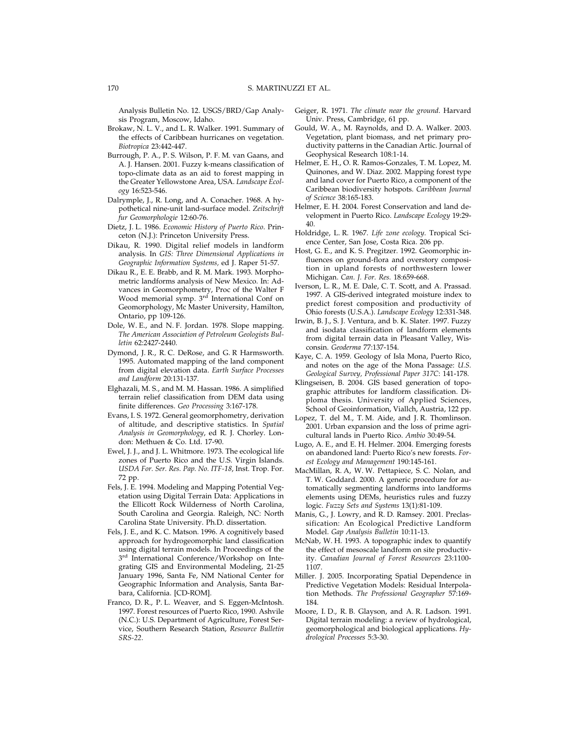Analysis Bulletin No. 12. USGS/BRD/Gap Analysis Program, Moscow, Idaho.

Brokaw, N. L. V., and L. R. Walker. 1991. Summary of the effects of Caribbean hurricanes on vegetation. *Biotropica* 23:442-447.

Burrough, P. A., P. S. Wilson, P. F. M. van Gaans, and A. J. Hansen. 2001. Fuzzy k-means classification of topo-climate data as an aid to forest mapping in the Greater Yellowstone Area, USA. *Landscape Ecology* 16:523-546.

Dalrymple, J., R. Long, and A. Conacher. 1968. A hypothetical nine-unit land-surface model. *Zeitschrift fur Geomorphologie* 12:60-76.

Dietz, J. L. 1986. *Economic History of Puerto Rico*. Princeton (N.J.): Princeton University Press.

Dikau, R. 1990. Digital relief models in landform analysis. In *GIS: Three Dimensional Applications in Geographic Information Systems,* ed J. Raper 51-57.

Dikau R., E. E. Brabb, and R. M. Mark. 1993. Morphometric landforms analysis of New Mexico. In: Advances in Geomorphometry, Proc of the Walter F Wood memorial symp. 3rd International Conf on Geomorphology, Mc Master University, Hamilton, Ontario, pp 109-126.

Dole, W. E., and N. F. Jordan. 1978. Slope mapping. *The American Association of Petroleum Geologists Bulletin* 62:2427-2440.

Dymond, J. R., R. C. DeRose, and G. R Harmsworth. 1995. Automated mapping of the land component from digital elevation data. *Earth Surface Processes and Landform* 20:131-137.

Elghazali, M. S., and M. M. Hassan. 1986. A simplified terrain relief classification from DEM data using finite differences. *Geo Processing* 3:167-178.

Evans, I. S. 1972. General geomorphometry, derivation of altitude, and descriptive statistics. In *Spatial Analysis in Geomorphology*, ed R. J. Chorley. London: Methuen & Co. Ltd. 17-90.

Ewel, J. J., and J. L. Whitmore. 1973. The ecological life zones of Puerto Rico and the U.S. Virgin Islands. *USDA For. Ser. Res. Pap. No. ITF-18*, Inst. Trop. For. 72 pp.

Fels, J. E. 1994. Modeling and Mapping Potential Vegetation using Digital Terrain Data: Applications in the Ellicott Rock Wilderness of North Carolina, South Carolina and Georgia. Raleigh, NC: North Carolina State University. Ph.D. dissertation.

Fels, J. E., and K. C. Matson. 1996. A cognitively based approach for hydrogeomorphic land classification using digital terrain models. In Proceedings of the 3rd International Conference/Workshop on Integrating GIS and Environmental Modeling, 21-25 January 1996, Santa Fe, NM National Center for Geographic Information and Analysis, Santa Barbara, California. [CD-ROM].

Franco, D. R., P. L. Weaver, and S. Eggen-McIntosh. 1997. Forest resources of Puerto Rico, 1990. Ashvile (N.C.): U.S. Department of Agriculture, Forest Service, Southern Research Station, *Resource Bulletin SRS-22*.

Geiger, R. 1971. *The climate near the ground*. Harvard Univ. Press, Cambridge, 61 pp.

Gould, W. A., M. Raynolds, and D. A. Walker. 2003. Vegetation, plant biomass, and net primary productivity patterns in the Canadian Artic. Journal of Geophysical Research 108:1-14.

Helmer, E. H., O. R. Ramos-Gonzales, T. M. Lopez, M. Quinones, and W. Diaz. 2002. Mapping forest type and land cover for Puerto Rico, a component of the Caribbean biodiversity hotspots. *Caribbean Journal of Science* 38:165-183.

Helmer, E. H. 2004. Forest Conservation and land development in Puerto Rico. *Landscape Ecology* 19:29-40.

Holdridge, L. R. 1967. *Life zone ecology*. Tropical Science Center, San Jose, Costa Rica. 206 pp.

Host, G. E., and K. S. Pregitzer. 1992. Geomorphic influences on ground-flora and overstory composition in upland forests of northwestern lower Michigan. *Can. J. For. Res.* 18:659-668.

Iverson, L. R., M. E. Dale, C. T. Scott, and A. Prassad. 1997. A GIS-derived integrated moisture index to predict forest composition and productivity of Ohio forests (U.S.A.). *Landscape Ecology* 12:331-348.

Irwin, B. J., S. J. Ventura, and b. K. Slater. 1997. Fuzzy and isodata classification of landform elements from digital terrain data in Pleasant Valley, Wisconsin. *Geoderma* 77:137-154.

Kaye, C. A. 1959. Geology of Isla Mona, Puerto Rico, and notes on the age of the Mona Passage: *U.S. Geological Survey, Professional Paper 317C*: 141-178.

Klingseisen, B. 2004. GIS based generation of topographic attributes for landform classification. Diploma thesis. University of Applied Sciences, School of Geoinformation, Viallch, Austria, 122 pp.

Lopez, T. del M., T. M. Aide, and J. R. Thomlinson. 2001. Urban expansion and the loss of prime agricultural lands in Puerto Rico. *Ambio* 30:49-54.

Lugo, A. E., and E. H. Helmer. 2004. Emerging forests on abandoned land: Puerto Rico's new forests. *Forest Ecology and Management* 190:145-161.

MacMillan, R. A, W. W. Pettapiece, S. C. Nolan, and T. W. Goddard. 2000. A generic procedure for automatically segmenting landforms into landforms elements using DEMs, heuristics rules and fuzzy logic. *Fuzzy Sets and Systems* 13(1):81-109.

Manis, G., J. Lowry, and R. D. Ramsey. 2001. Preclassification: An Ecological Predictive Landform Model. *Gap Analysis Bulletin* 10:11-13.

McNab, W. H. 1993. A topographic index to quantify the effect of mesoscale landform on site productivity. *Canadian Journal of Forest Resources* 23:1100-1107.

Miller. J. 2005. Incorporating Spatial Dependence in Predictive Vegetation Models: Residual Interpolation Methods. *The Professional Geographer* 57:169-184.

Moore, I. D., R. B. Glayson, and A. R. Ladson. 1991. Digital terrain modeling: a review of hydrological, geomorphological and biological applications. *Hydrological Processes* 5:3-30.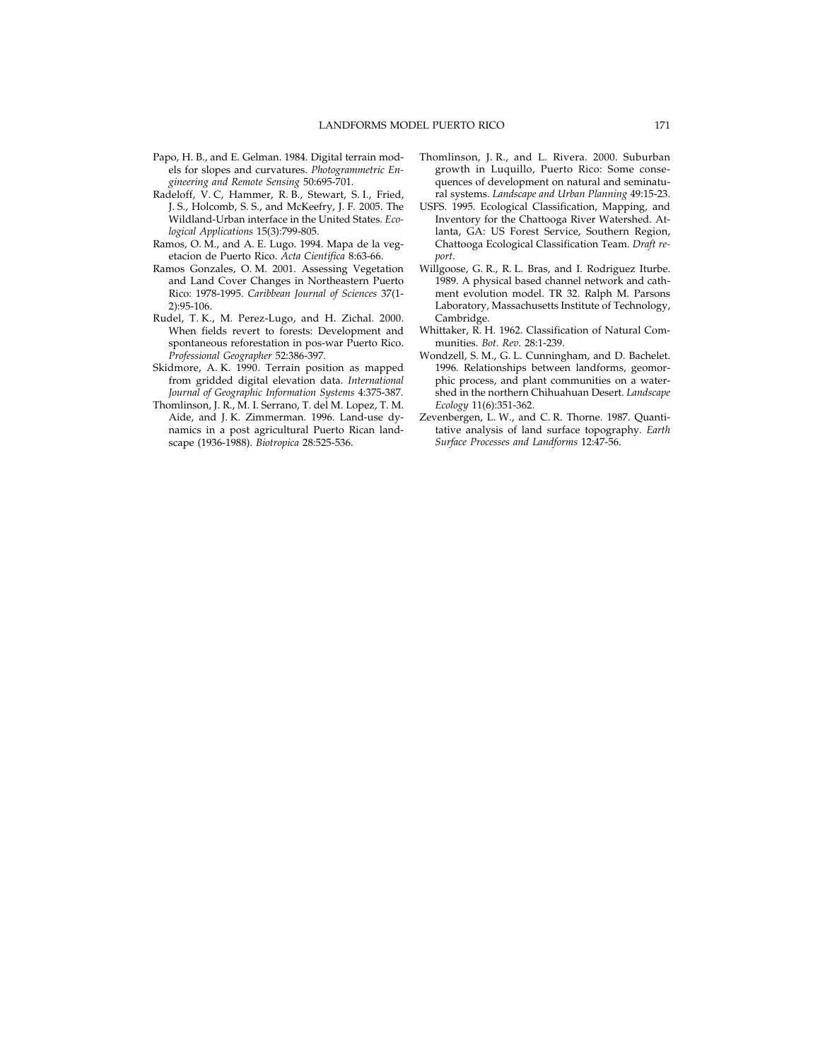Papo, H. B., and E. Gelman. 1984. Digital terrain models for slopes and curvatures. *Photogrammetric Engineering and Remote Sensing* 50:695-701.

Radeloff, V. C, Hammer, R. B., Stewart, S. I., Fried, J. S., Holcomb, S. S., and McKeefry, J. F. 2005. The Wildland-Urban interface in the United States. *Ecological Applications* 15(3):799-805.

Ramos, O. M., and A. E. Lugo. 1994. Mapa de la vegetacion de Puerto Rico. *Acta Cientifica* 8:63-66.

Ramos Gonzales, O. M. 2001. Assessing Vegetation and Land Cover Changes in Northeastern Puerto Rico: 1978-1995. *Caribbean Journal of Sciences* 37(1-2):95-106.

Rudel, T. K., M. Perez-Lugo, and H. Zichal. 2000. When fields revert to forests: Development and spontaneous reforestation in pos-war Puerto Rico. *Professional Geographer* 52:386-397.

Skidmore, A. K. 1990. Terrain position as mapped from gridded digital elevation data. *International Journal of Geographic Information Systems* 4:375-387.

Thomlinson, J. R., M. I. Serrano, T. del M. Lopez, T. M. Aide, and J. K. Zimmerman. 1996. Land-use dynamics in a post agricultural Puerto Rican landscape (1936-1988). *Biotropica* 28:525-536.

Thomlinson, J. R., and L. Rivera. 2000. Suburban growth in Luquillo, Puerto Rico: Some consequences of development on natural and seminatural systems. *Landscape and Urban Planning* 49:15-23.

USFS. 1995. Ecological Classification, Mapping, and Inventory for the Chattooga River Watershed. Atlanta, GA: US Forest Service, Southern Region, Chattooga Ecological Classification Team. *Draft report*.

Willgoose, G. R., R. L. Bras, and I. Rodriguez Iturbe. 1989. A physical based channel network and cathment evolution model. TR 32. Ralph M. Parsons Laboratory, Massachusetts Institute of Technology, Cambridge.

Whittaker, R. H. 1962. Classification of Natural Communities. *Bot. Rev.* 28:1-239.

Wondzell, S. M., G. L. Cunningham, and D. Bachelet. 1996. Relationships between landforms, geomorphic process, and plant communities on a watershed in the northern Chihuahuan Desert. *Landscape Ecology* 11(6):351-362.

Zevenbergen, L. W., and C. R. Thorne. 1987. Quantitative analysis of land surface topography. *Earth Surface Processes and Landforms* 12:47-56.